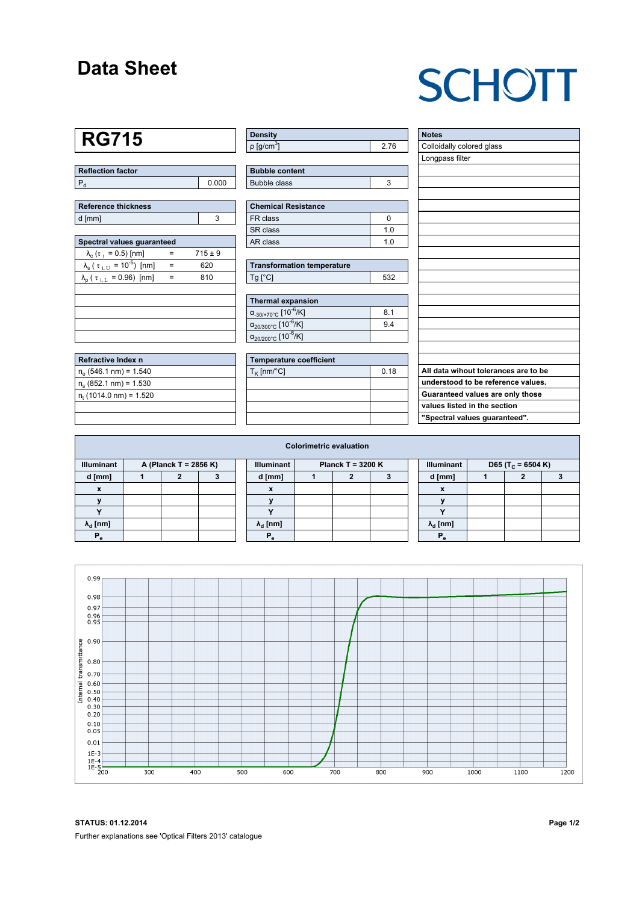# Data Sheet

SCHOTT

## RG715

| Reflection factor | |
|---|---|
| $P_d$ | 0.000 |

| Reference thickness | |
|---|---|
| d [mm] | 3 |

| Spectral values guaranteed | | |
|---|---|---|
| $\lambda_c$ ($\tau_i$ = 0.5) [nm] | = | 715 ± 9 |
| $\lambda_s$ ($\tau_{i,U}$ = $10^{-5}$) [nm] | = | 620 |
| $\lambda_p$ ($\tau_{i,L}$ = 0.96) [nm] | = | 810 |

| Refractive Index n |
|---|
| $n_e$ (546.1 nm) = 1.540 |
| $n_s$ (852.1 nm) = 1.530 |
| $n_t$ (1014.0 nm) = 1.520 |

| Density | |
|---|---|
| ρ [g/cm³] | 2.76 |

| Bubble content | |
|---|---|
| Bubble class | 3 |

| Chemical Resistance | |
|---|---|
| FR class | 0 |
| SR class | 1.0 |
| AR class | 1.0 |

| Transformation temperature | |
|---|---|
| Tg [°C] | 532 |

| Thermal expansion | |
|---|---|
| $\alpha_{-30/+70°C}$ [$10^{-6}$/K] | 8.1 |
| $\alpha_{20/300°C}$ [$10^{-6}$/K] | 9.4 |
| $\alpha_{20/200°C}$ [$10^{-6}$/K] | |

| Temperature coefficient | |
|---|---|
| $T_K$ [nm/°C] | 0.18 |

| Notes |
|---|
| Colloidally colored glass |
| Longpass filter |

**All data wihout tolerances are to be understood to be reference values. Guaranteed values are only those values listed in the section "Spectral values guaranteed".**

| Colorimetric evaluation | | | | | | | | | | | |
|---|---|---|---|---|---|---|---|---|---|---|---|
| **Illuminant** | **A (Planck T = 2856 K)** | | | **Illuminant** | **Planck T = 3200 K** | | | **Illuminant** | **D65 ($T_C$ = 6504 K)** | | |
| **d [mm]** | **1** | **2** | **3** | **d [mm]** | **1** | **2** | **3** | **d [mm]** | **1** | **2** | **3** |
| **x** | | | | **x** | | | | **x** | | | |
| **y** | | | | **y** | | | | **y** | | | |
| **Y** | | | | **Y** | | | | **Y** | | | |
| **$\lambda_d$ [nm]** | | | | **$\lambda_d$ [nm]** | | | | **$\lambda_d$ [nm]** | | | |
| **$P_e$** | | | | **$P_e$** | | | | **$P_e$** | | | |

**STATUS: 01.12.2014**

Further explanations see 'Optical Filters 2013' catalogue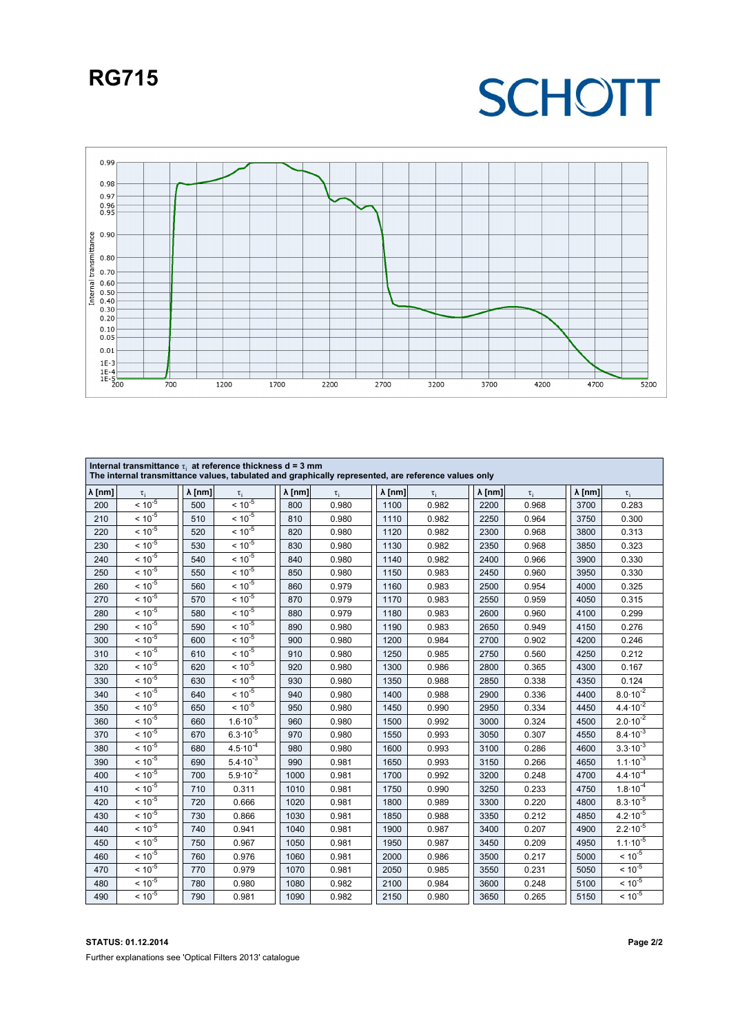# RG715

SCHOTT

0.99
0.98
0.97
0.96
0.95
0.90
0.80
0.70
0.60
0.50
0.40
0.30
0.20
0.10
0.05
0.01
1E-3
1E-4
1E-5
Internal transmittance
200
700
1200
1700
2200
2700
3200
3700
4200
4700
5200

| Internal transmittance $\tau_i$ at reference thickness d = 3 mm<br>The internal transmittance values, tabulated and graphically represented, are reference values only | | | | | | | | | | | |
|---|---|---|---|---|---|---|---|---|---|---|---|
| λ [nm] | $\tau_i$ | λ [nm] | $\tau_i$ | λ [nm] | $\tau_i$ | λ [nm] | $\tau_i$ | λ [nm] | $\tau_i$ | λ [nm] | $\tau_i$ |
| 200 | $< 10^{-5}$ | 500 | $< 10^{-5}$ | 800 | 0.980 | 1100 | 0.982 | 2200 | 0.968 | 3700 | 0.283 |
| 210 | $< 10^{-5}$ | 510 | $< 10^{-5}$ | 810 | 0.980 | 1110 | 0.982 | 2250 | 0.964 | 3750 | 0.300 |
| 220 | $< 10^{-5}$ | 520 | $< 10^{-5}$ | 820 | 0.980 | 1120 | 0.982 | 2300 | 0.968 | 3800 | 0.313 |
| 230 | $< 10^{-5}$ | 530 | $< 10^{-5}$ | 830 | 0.980 | 1130 | 0.982 | 2350 | 0.968 | 3850 | 0.323 |
| 240 | $< 10^{-5}$ | 540 | $< 10^{-5}$ | 840 | 0.980 | 1140 | 0.982 | 2400 | 0.966 | 3900 | 0.330 |
| 250 | $< 10^{-5}$ | 550 | $< 10^{-5}$ | 850 | 0.980 | 1150 | 0.983 | 2450 | 0.960 | 3950 | 0.330 |
| 260 | $< 10^{-5}$ | 560 | $< 10^{-5}$ | 860 | 0.979 | 1160 | 0.983 | 2500 | 0.954 | 4000 | 0.325 |
| 270 | $< 10^{-5}$ | 570 | $< 10^{-5}$ | 870 | 0.979 | 1170 | 0.983 | 2550 | 0.959 | 4050 | 0.315 |
| 280 | $< 10^{-5}$ | 580 | $< 10^{-5}$ | 880 | 0.979 | 1180 | 0.983 | 2600 | 0.960 | 4100 | 0.299 |
| 290 | $< 10^{-5}$ | 590 | $< 10^{-5}$ | 890 | 0.980 | 1190 | 0.983 | 2650 | 0.949 | 4150 | 0.276 |
| 300 | $< 10^{-5}$ | 600 | $< 10^{-5}$ | 900 | 0.980 | 1200 | 0.984 | 2700 | 0.902 | 4200 | 0.246 |
| 310 | $< 10^{-5}$ | 610 | $< 10^{-5}$ | 910 | 0.980 | 1250 | 0.985 | 2750 | 0.560 | 4250 | 0.212 |
| 320 | $< 10^{-5}$ | 620 | $< 10^{-5}$ | 920 | 0.980 | 1300 | 0.986 | 2800 | 0.365 | 4300 | 0.167 |
| 330 | $< 10^{-5}$ | 630 | $< 10^{-5}$ | 930 | 0.980 | 1350 | 0.988 | 2850 | 0.338 | 4350 | 0.124 |
| 340 | $< 10^{-5}$ | 640 | $< 10^{-5}$ | 940 | 0.980 | 1400 | 0.988 | 2900 | 0.336 | 4400 | $8.0 \cdot 10^{-2}$ |
| 350 | $< 10^{-5}$ | 650 | $< 10^{-5}$ | 950 | 0.980 | 1450 | 0.990 | 2950 | 0.334 | 4450 | $4.4 \cdot 10^{-2}$ |
| 360 | $< 10^{-5}$ | 660 | $1.6 \cdot 10^{-5}$ | 960 | 0.980 | 1500 | 0.992 | 3000 | 0.324 | 4500 | $2.0 \cdot 10^{-2}$ |
| 370 | $< 10^{-5}$ | 670 | $6.3 \cdot 10^{-5}$ | 970 | 0.980 | 1550 | 0.993 | 3050 | 0.307 | 4550 | $8.4 \cdot 10^{-3}$ |
| 380 | $< 10^{-5}$ | 680 | $4.5 \cdot 10^{-4}$ | 980 | 0.980 | 1600 | 0.993 | 3100 | 0.286 | 4600 | $3.3 \cdot 10^{-3}$ |
| 390 | $< 10^{-5}$ | 690 | $5.4 \cdot 10^{-3}$ | 990 | 0.981 | 1650 | 0.993 | 3150 | 0.266 | 4650 | $1.1 \cdot 10^{-3}$ |
| 400 | $< 10^{-5}$ | 700 | $5.9 \cdot 10^{-2}$ | 1000 | 0.981 | 1700 | 0.992 | 3200 | 0.248 | 4700 | $4.4 \cdot 10^{-4}$ |
| 410 | $< 10^{-5}$ | 710 | 0.311 | 1010 | 0.981 | 1750 | 0.990 | 3250 | 0.233 | 4750 | $1.8 \cdot 10^{-4}$ |
| 420 | $< 10^{-5}$ | 720 | 0.666 | 1020 | 0.981 | 1800 | 0.989 | 3300 | 0.220 | 4800 | $8.3 \cdot 10^{-5}$ |
| 430 | $< 10^{-5}$ | 730 | 0.866 | 1030 | 0.981 | 1850 | 0.988 | 3350 | 0.212 | 4850 | $4.2 \cdot 10^{-5}$ |
| 440 | $< 10^{-5}$ | 740 | 0.941 | 1040 | 0.981 | 1900 | 0.987 | 3400 | 0.207 | 4900 | $2.2 \cdot 10^{-5}$ |
| 450 | $< 10^{-5}$ | 750 | 0.967 | 1050 | 0.981 | 1950 | 0.987 | 3450 | 0.209 | 4950 | $1.1 \cdot 10^{-5}$ |
| 460 | $< 10^{-5}$ | 760 | 0.976 | 1060 | 0.981 | 2000 | 0.986 | 3500 | 0.217 | 5000 | $< 10^{-5}$ |
| 470 | $< 10^{-5}$ | 770 | 0.979 | 1070 | 0.981 | 2050 | 0.985 | 3550 | 0.231 | 5050 | $< 10^{-5}$ |
| 480 | $< 10^{-5}$ | 780 | 0.980 | 1080 | 0.982 | 2100 | 0.984 | 3600 | 0.248 | 5100 | $< 10^{-5}$ |
| 490 | $< 10^{-5}$ | 790 | 0.981 | 1090 | 0.982 | 2150 | 0.980 | 3650 | 0.265 | 5150 | $< 10^{-5}$ |

**STATUS: 01.12.2014**

Further explanations see 'Optical Filters 2013' catalogue